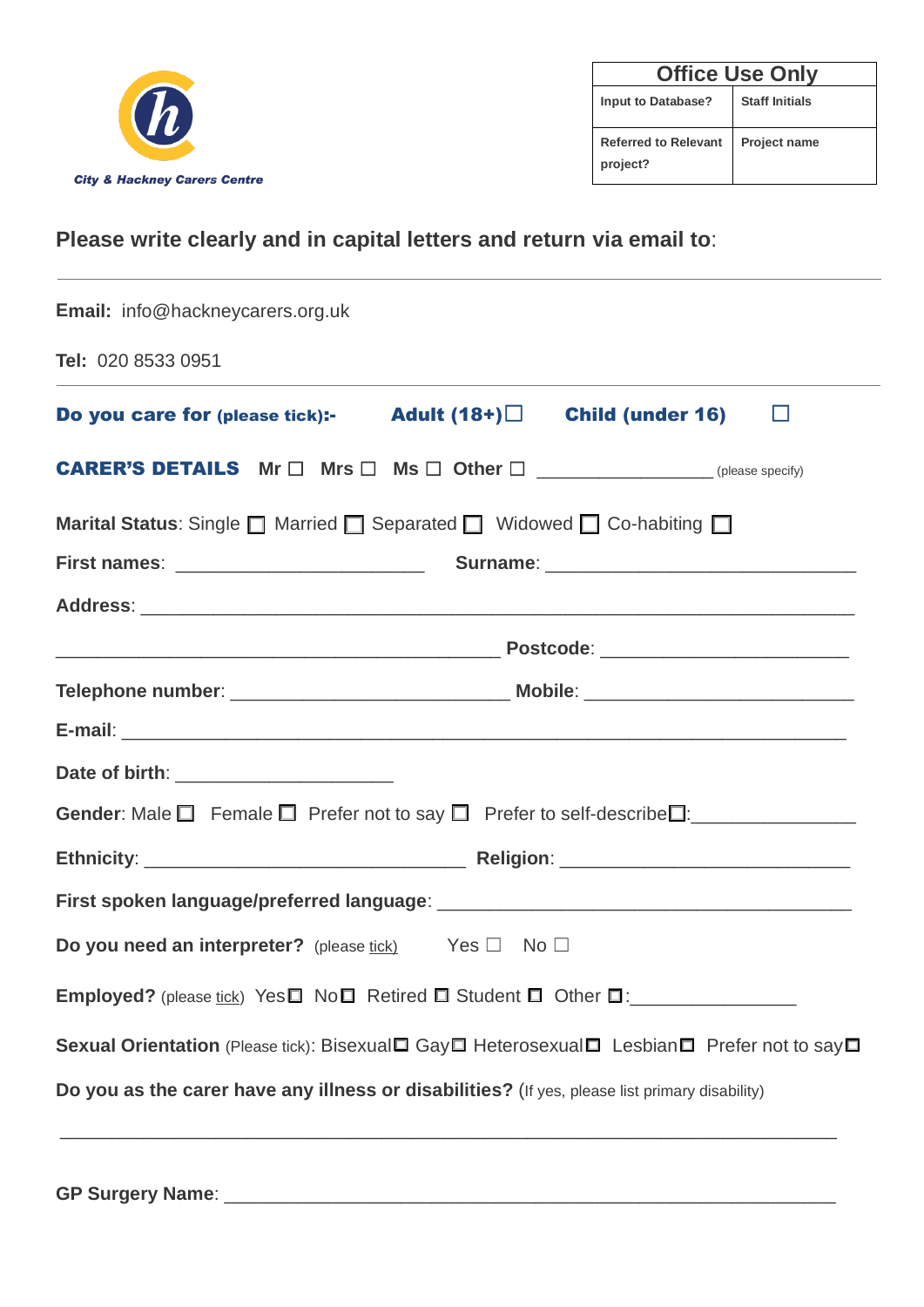City & Hackney Carers Centre

| Office Use Only | |
|---|---|
| Input to Database? | Staff Initials |
| Referred to Relevant project? | Project name |

**Please write clearly and in capital letters and return via email to**:

---

**Email:** info@hackneycarers.org.uk

**Tel:** 020 8533 0951

---

**Do you care for (please tick):-** **Adult (18+)** ☐ **Child (under 16)** ☐

**CARER'S DETAILS** Mr ☐ Mrs ☐ Ms ☐ Other ☐ _________________ (please specify)

**Marital Status**: Single ☐ Married ☐ Separated ☐ Widowed ☐ Co-habiting ☐

**First names**: ________________________ **Surname**: ______________________________

**Address**: _____________________________________________________________________

___________________________________________ **Postcode**: ________________________

**Telephone number**: ___________________________ **Mobile**: _________________________

**E-mail**: ______________________________________________________________________

**Date of birth**: _____________________

**Gender**: Male ☐ Female ☐ Prefer not to say ☐ Prefer to self-describe☐:_______________

**Ethnicity**: _______________________________ **Religion**: ____________________________

**First spoken language/preferred language**: ________________________________________

**Do you need an interpreter?** (please tick) Yes ☐ No ☐

**Employed?** (please tick) Yes☐ No☐ Retired ☐ Student ☐ Other ☐:_______________

**Sexual Orientation** (Please tick): Bisexual☐ Gay☐ Heterosexual☐ Lesbian☐ Prefer not to say☐

**Do you as the carer have any illness or disabilities?** (If yes, please list primary disability)

_____________________________________________________________________________

**GP Surgery Name**: ___________________________________________________________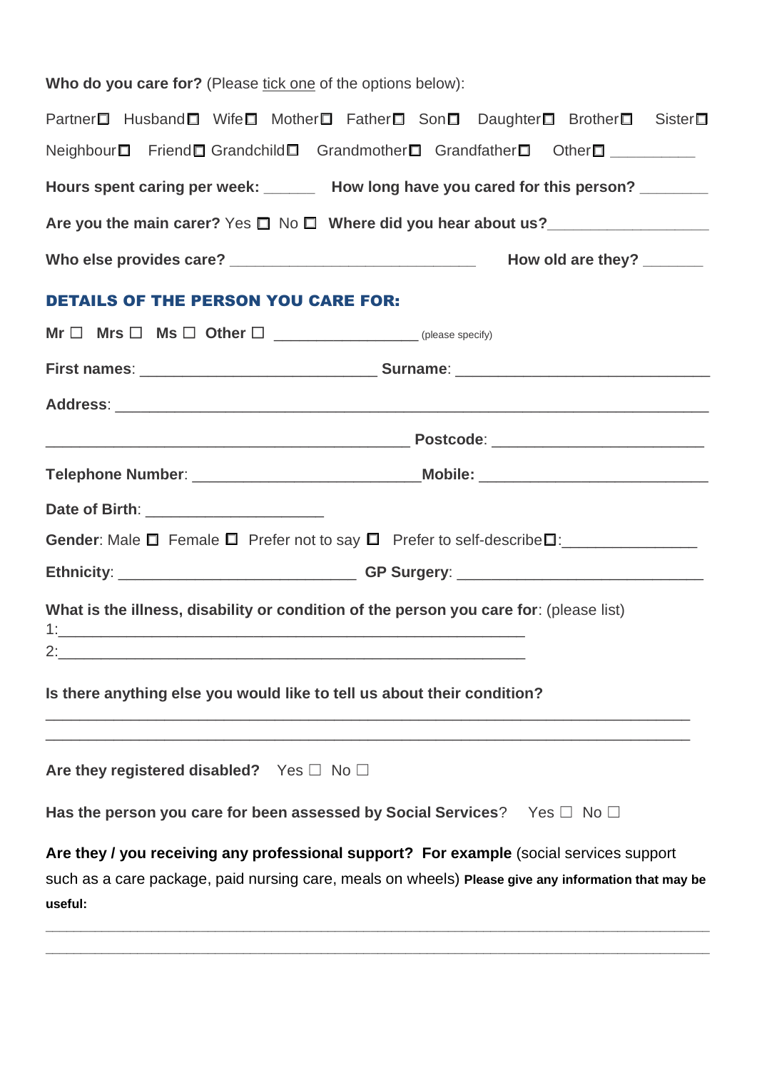**Who do you care for?** (Please tick one of the options below):

Partner ☐ Husband ☐ Wife ☐ Mother ☐ Father ☐ Son ☐ Daughter ☐ Brother ☐ Sister ☐

Neighbour ☐ Friend ☐ Grandchild ☐ Grandmother ☐ Grandfather ☐ Other ☐ __________

**Hours spent caring per week:** ______ **How long have you cared for this person?** ________

**Are you the main carer?** Yes ☐ No ☐ **Where did you hear about us?**___________________

**Who else provides care?** _____________________________ **How old are they?** _______

## DETAILS OF THE PERSON YOU CARE FOR:

**Mr** ☐ **Mrs** ☐ **Ms** ☐ **Other** ☐ __________________ (please specify)

**First names**: ____________________________ **Surname**: ______________________________

**Address**: ______________________________________________________________________

___________________________________________ **Postcode**: _________________________

**Telephone Number**: ___________________________**Mobile**: ___________________________

**Date of Birth**: _____________________

**Gender**: Male ☐ Female ☐ Prefer not to say ☐ Prefer to self-describe ☐:________________

**Ethnicity**: ____________________________ **GP Surgery**: ______________________________

**What is the illness, disability or condition of the person you care for**: (please list)

1:_______________________________________________________

2:_______________________________________________________

**Is there anything else you would like to tell us about their condition?**

_____________________________________________________________________________

_____________________________________________________________________________

**Are they registered disabled?** Yes ☐ No ☐

**Has the person you care for been assessed by Social Services**? Yes ☐ No ☐

**Are they / you receiving any professional support? For example** (social services support such as a care package, paid nursing care, meals on wheels) **Please give any information that may be useful:**

_____________________________________________________________________________

_____________________________________________________________________________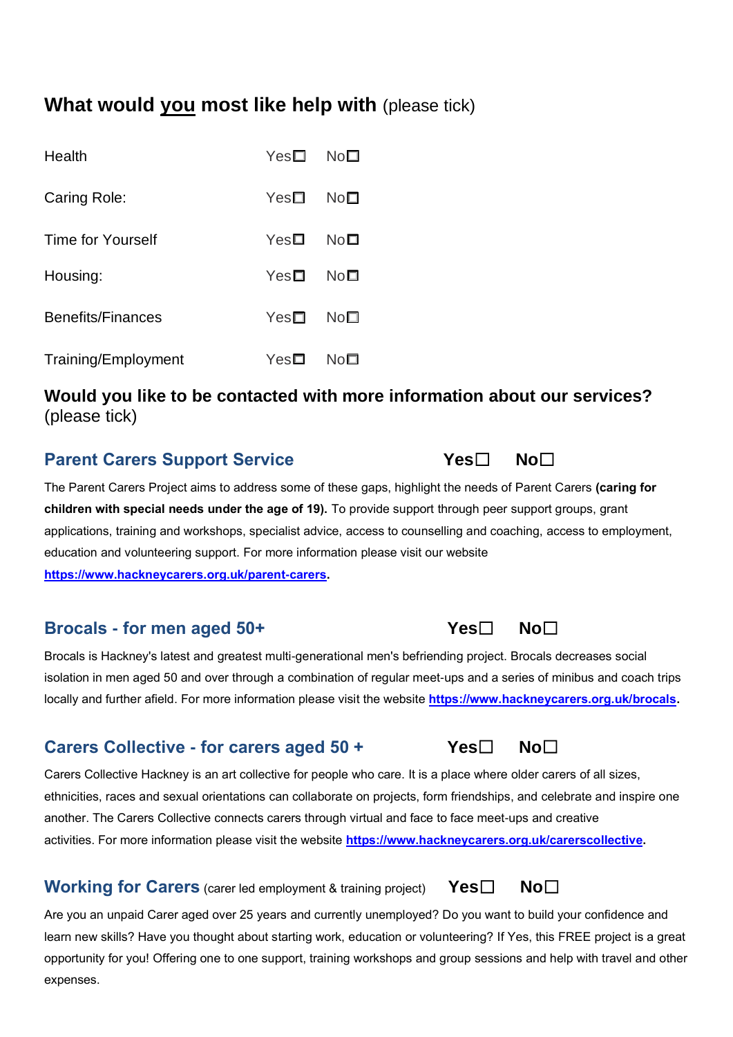## What would <u>you</u> most like help with (please tick)

| | | |
|---|---|---|
| Health | Yes☐ | No☐ |
| Caring Role: | Yes☐ | No☐ |
| Time for Yourself | Yes☐ | No☐ |
| Housing: | Yes☐ | No☐ |
| Benefits/Finances | Yes☐ | No☐ |
| Training/Employment | Yes☐ | No☐ |

### Would you like to be contacted with more information about our services?
(please tick)

### Parent Carers Support Service    Yes☐  No☐

The Parent Carers Project aims to address some of these gaps, highlight the needs of Parent Carers **(caring for children with special needs under the age of 19).** To provide support through peer support groups, grant applications, training and workshops, specialist advice, access to counselling and coaching, access to employment, education and volunteering support. For more information please visit our website **https://www.hackneycarers.org.uk/parent-carers**.

### Brocals - for men aged 50+    Yes☐  No☐

Brocals is Hackney's latest and greatest multi-generational men's befriending project. Brocals decreases social isolation in men aged 50 and over through a combination of regular meet-ups and a series of minibus and coach trips locally and further afield. For more information please visit the website **https://www.hackneycarers.org.uk/brocals**.

### Carers Collective - for carers aged 50 +    Yes☐  No☐

Carers Collective Hackney is an art collective for people who care. It is a place where older carers of all sizes, ethnicities, races and sexual orientations can collaborate on projects, form friendships, and celebrate and inspire one another. The Carers Collective connects carers through virtual and face to face meet-ups and creative activities. For more information please visit the website **https://www.hackneycarers.org.uk/carerscollective**.

### Working for Carers (carer led employment & training project)    Yes☐  No☐

Are you an unpaid Carer aged over 25 years and currently unemployed? Do you want to build your confidence and learn new skills? Have you thought about starting work, education or volunteering? If Yes, this FREE project is a great opportunity for you! Offering one to one support, training workshops and group sessions and help with travel and other expenses.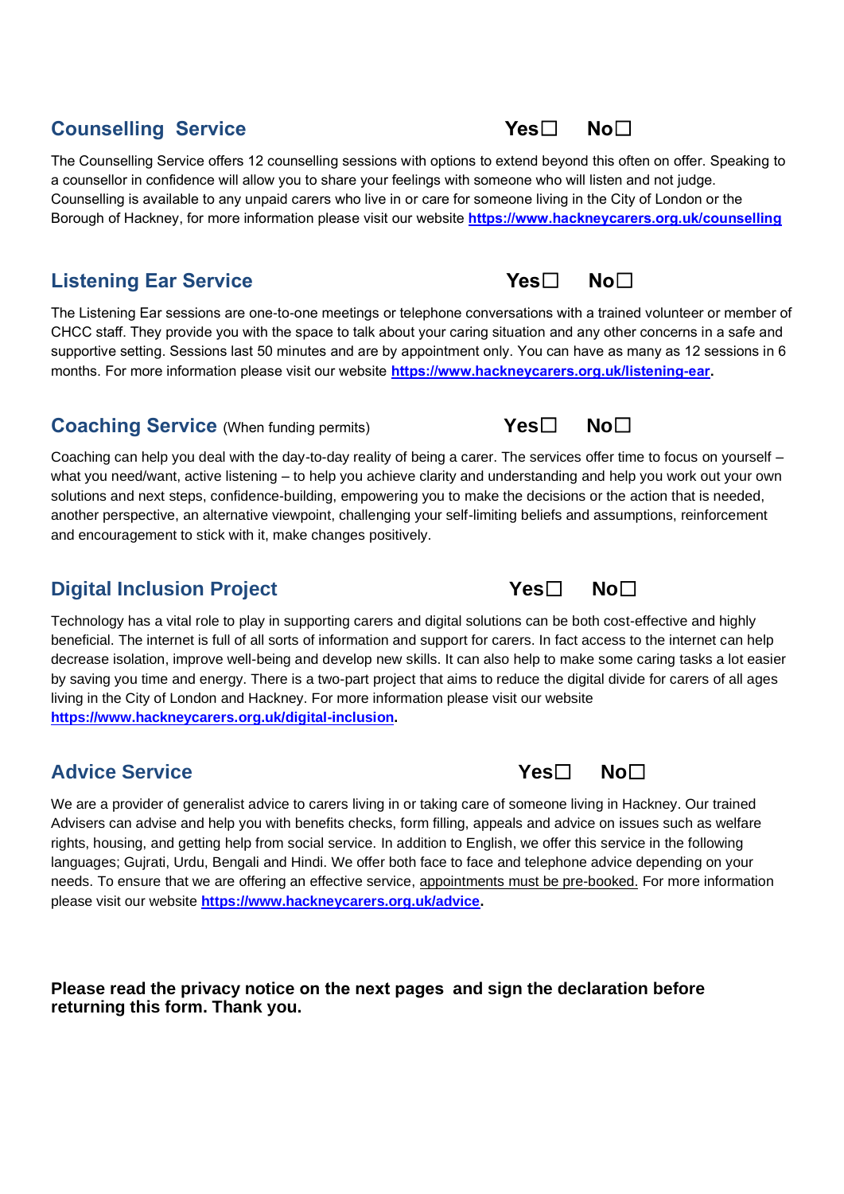## Counselling Service Yes☐ No☐

The Counselling Service offers 12 counselling sessions with options to extend beyond this often on offer. Speaking to a counsellor in confidence will allow you to share your feelings with someone who will listen and not judge. Counselling is available to any unpaid carers who live in or care for someone living in the City of London or the Borough of Hackney, for more information please visit our website **https://www.hackneycarers.org.uk/counselling**

## Listening Ear Service Yes☐ No☐

The Listening Ear sessions are one-to-one meetings or telephone conversations with a trained volunteer or member of CHCC staff. They provide you with the space to talk about your caring situation and any other concerns in a safe and supportive setting. Sessions last 50 minutes and are by appointment only. You can have as many as 12 sessions in 6 months. For more information please visit our website **https://www.hackneycarers.org.uk/listening-ear.**

## Coaching Service (When funding permits) Yes☐ No☐

Coaching can help you deal with the day-to-day reality of being a carer. The services offer time to focus on yourself – what you need/want, active listening – to help you achieve clarity and understanding and help you work out your own solutions and next steps, confidence-building, empowering you to make the decisions or the action that is needed, another perspective, an alternative viewpoint, challenging your self-limiting beliefs and assumptions, reinforcement and encouragement to stick with it, make changes positively.

## Digital Inclusion Project Yes☐ No☐

Technology has a vital role to play in supporting carers and digital solutions can be both cost-effective and highly beneficial. The internet is full of all sorts of information and support for carers. In fact access to the internet can help decrease isolation, improve well-being and develop new skills. It can also help to make some caring tasks a lot easier by saving you time and energy. There is a two-part project that aims to reduce the digital divide for carers of all ages living in the City of London and Hackney. For more information please visit our website **https://www.hackneycarers.org.uk/digital-inclusion.**

## Advice Service Yes☐ No☐

We are a provider of generalist advice to carers living in or taking care of someone living in Hackney. Our trained Advisers can advise and help you with benefits checks, form filling, appeals and advice on issues such as welfare rights, housing, and getting help from social service. In addition to English, we offer this service in the following languages; Gujrati, Urdu, Bengali and Hindi. We offer both face to face and telephone advice depending on your needs. To ensure that we are offering an effective service, appointments must be pre-booked. For more information please visit our website **https://www.hackneycarers.org.uk/advice.**

**Please read the privacy notice on the next pages and sign the declaration before returning this form. Thank you.**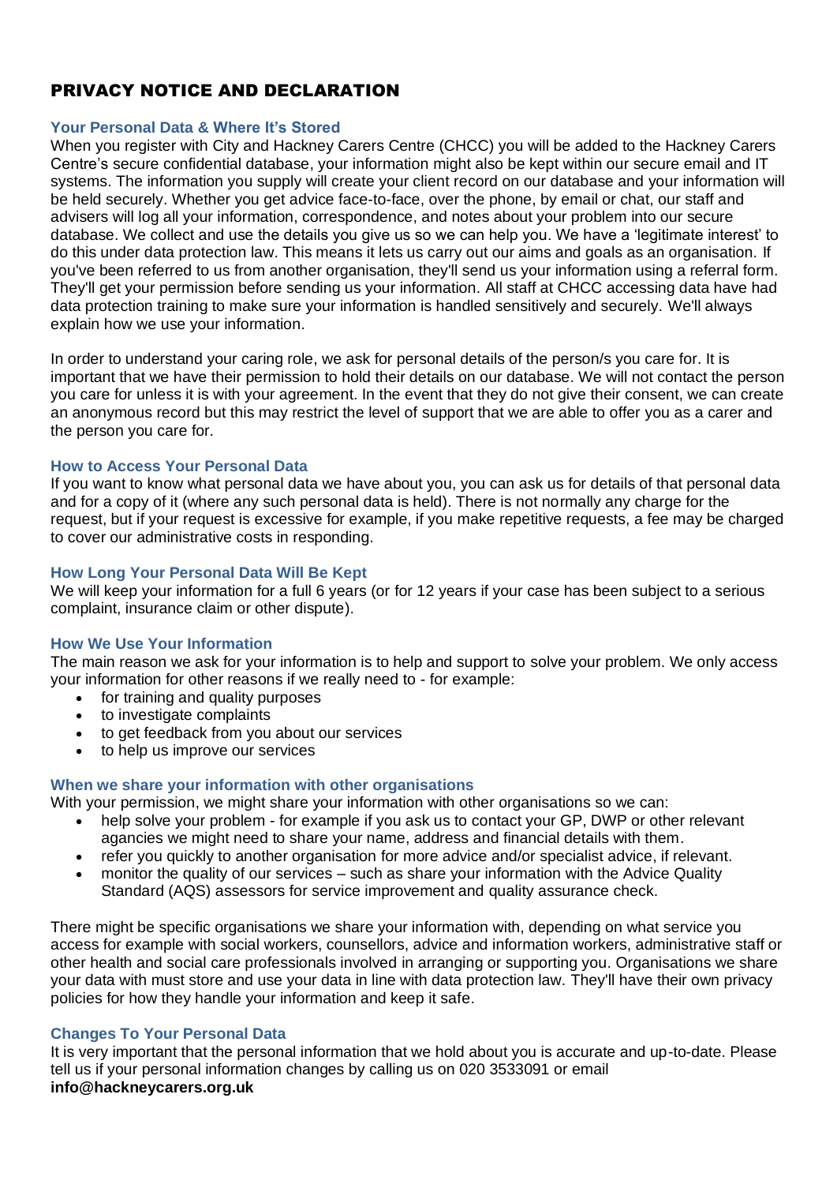# PRIVACY NOTICE AND DECLARATION

### Your Personal Data & Where It's Stored

When you register with City and Hackney Carers Centre (CHCC) you will be added to the Hackney Carers Centre's secure confidential database, your information might also be kept within our secure email and IT systems. The information you supply will create your client record on our database and your information will be held securely. Whether you get advice face-to-face, over the phone, by email or chat, our staff and advisers will log all your information, correspondence, and notes about your problem into our secure database. We collect and use the details you give us so we can help you. We have a 'legitimate interest' to do this under data protection law. This means it lets us carry out our aims and goals as an organisation. If you've been referred to us from another organisation, they'll send us your information using a referral form. They'll get your permission before sending us your information. All staff at CHCC accessing data have had data protection training to make sure your information is handled sensitively and securely. We'll always explain how we use your information.

In order to understand your caring role, we ask for personal details of the person/s you care for. It is important that we have their permission to hold their details on our database. We will not contact the person you care for unless it is with your agreement. In the event that they do not give their consent, we can create an anonymous record but this may restrict the level of support that we are able to offer you as a carer and the person you care for.

### How to Access Your Personal Data

If you want to know what personal data we have about you, you can ask us for details of that personal data and for a copy of it (where any such personal data is held). There is not normally any charge for the request, but if your request is excessive for example, if you make repetitive requests, a fee may be charged to cover our administrative costs in responding.

### How Long Your Personal Data Will Be Kept

We will keep your information for a full 6 years (or for 12 years if your case has been subject to a serious complaint, insurance claim or other dispute).

### How We Use Your Information

The main reason we ask for your information is to help and support to solve your problem. We only access your information for other reasons if we really need to - for example:

- for training and quality purposes
- to investigate complaints
- to get feedback from you about our services
- to help us improve our services

### When we share your information with other organisations

With your permission, we might share your information with other organisations so we can:

- help solve your problem - for example if you ask us to contact your GP, DWP or other relevant agancies we might need to share your name, address and financial details with them.
- refer you quickly to another organisation for more advice and/or specialist advice, if relevant.
- monitor the quality of our services – such as share your information with the Advice Quality Standard (AQS) assessors for service improvement and quality assurance check.

There might be specific organisations we share your information with, depending on what service you access for example with social workers, counsellors, advice and information workers, administrative staff or other health and social care professionals involved in arranging or supporting you. Organisations we share your data with must store and use your data in line with data protection law. They'll have their own privacy policies for how they handle your information and keep it safe.

### Changes To Your Personal Data

It is very important that the personal information that we hold about you is accurate and up-to-date. Please tell us if your personal information changes by calling us on 020 3533091 or email **info@hackneycarers.org.uk**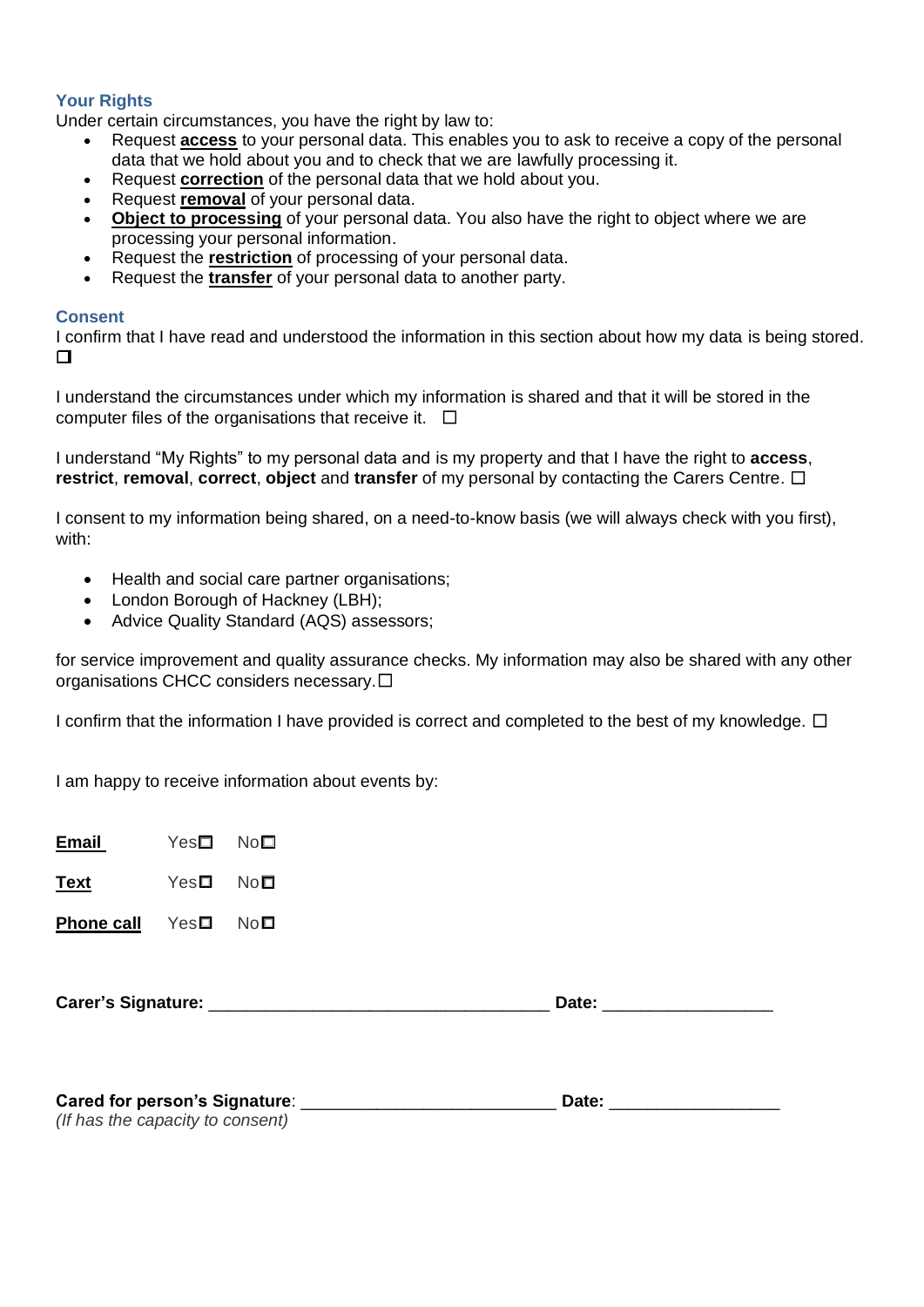## Your Rights

Under certain circumstances, you have the right by law to:

- Request **access** to your personal data. This enables you to ask to receive a copy of the personal data that we hold about you and to check that we are lawfully processing it.
- Request **correction** of the personal data that we hold about you.
- Request **removal** of your personal data.
- **Object to processing** of your personal data. You also have the right to object where we are processing your personal information.
- Request the **restriction** of processing of your personal data.
- Request the **transfer** of your personal data to another party.

## Consent

I confirm that I have read and understood the information in this section about how my data is being stored. ☐

I understand the circumstances under which my information is shared and that it will be stored in the computer files of the organisations that receive it. ☐

I understand "My Rights" to my personal data and is my property and that I have the right to **access**, **restrict**, **removal**, **correct**, **object** and **transfer** of my personal by contacting the Carers Centre. ☐

I consent to my information being shared, on a need-to-know basis (we will always check with you first), with:

- Health and social care partner organisations;
- London Borough of Hackney (LBH);
- Advice Quality Standard (AQS) assessors;

for service improvement and quality assurance checks. My information may also be shared with any other organisations CHCC considers necessary. ☐

I confirm that the information I have provided is correct and completed to the best of my knowledge. ☐

I am happy to receive information about events by:

| | | |
|---|---|---|
| **Email** | Yes ☐ | No ☐ |
| **Text** | Yes ☐ | No ☐ |
| **Phone call** | Yes ☐ | No ☐ |

**Carer's Signature:** ___________________________________ **Date:** _________________

**Cared for person's Signature**: __________________________ **Date:** _________________
*(If has the capacity to consent)*